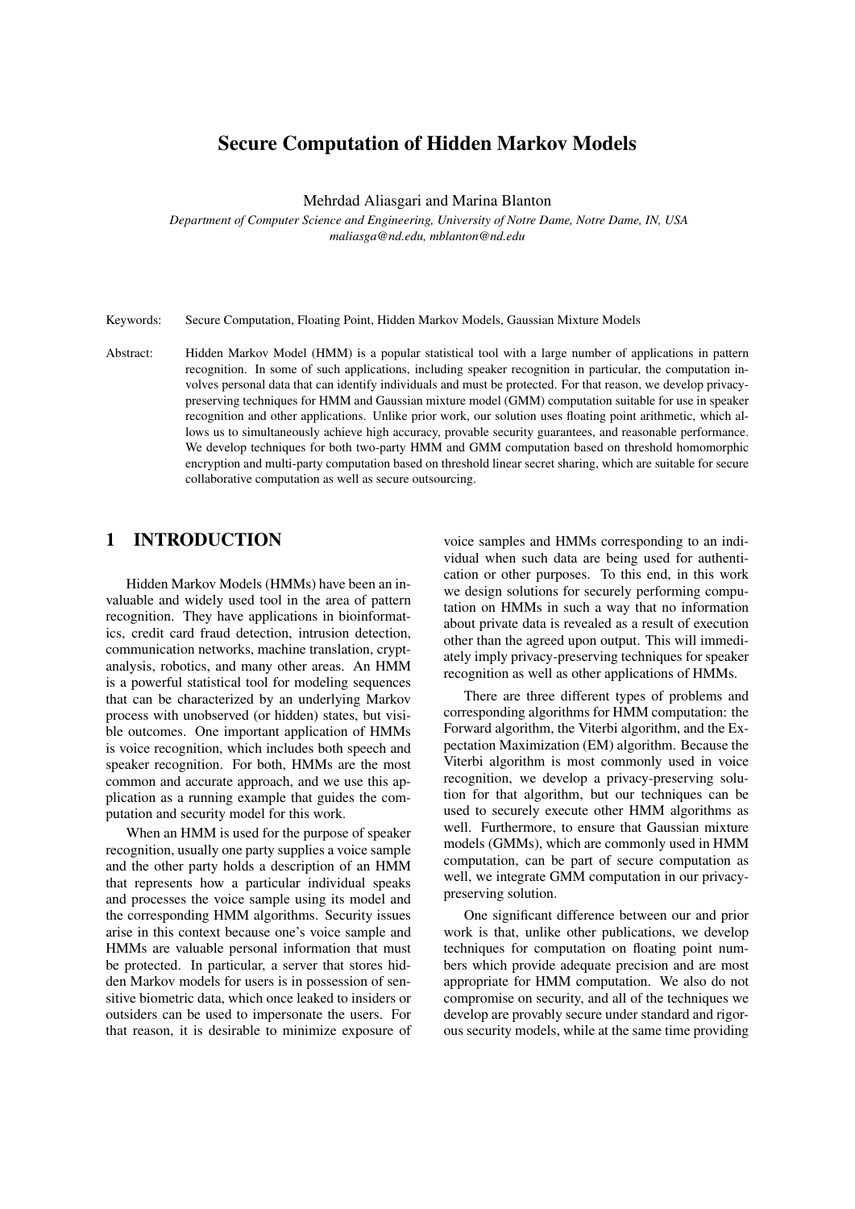# Secure Computation of Hidden Markov Models

Mehrdad Aliasgari and Marina Blanton

*Department of Computer Science and Engineering, University of Notre Dame, Notre Dame, IN, USA*
*maliasga@nd.edu, mblanton@nd.edu*

Keywords: Secure Computation, Floating Point, Hidden Markov Models, Gaussian Mixture Models

Abstract: Hidden Markov Model (HMM) is a popular statistical tool with a large number of applications in pattern recognition. In some of such applications, including speaker recognition in particular, the computation involves personal data that can identify individuals and must be protected. For that reason, we develop privacy-preserving techniques for HMM and Gaussian mixture model (GMM) computation suitable for use in speaker recognition and other applications. Unlike prior work, our solution uses floating point arithmetic, which allows us to simultaneously achieve high accuracy, provable security guarantees, and reasonable performance. We develop techniques for both two-party HMM and GMM computation based on threshold homomorphic encryption and multi-party computation based on threshold linear secret sharing, which are suitable for secure collaborative computation as well as secure outsourcing.

## 1 INTRODUCTION

Hidden Markov Models (HMMs) have been an invaluable and widely used tool in the area of pattern recognition. They have applications in bioinformatics, credit card fraud detection, intrusion detection, communication networks, machine translation, cryptanalysis, robotics, and many other areas. An HMM is a powerful statistical tool for modeling sequences that can be characterized by an underlying Markov process with unobserved (or hidden) states, but visible outcomes. One important application of HMMs is voice recognition, which includes both speech and speaker recognition. For both, HMMs are the most common and accurate approach, and we use this application as a running example that guides the computation and security model for this work.

When an HMM is used for the purpose of speaker recognition, usually one party supplies a voice sample and the other party holds a description of an HMM that represents how a particular individual speaks and processes the voice sample using its model and the corresponding HMM algorithms. Security issues arise in this context because one's voice sample and HMMs are valuable personal information that must be protected. In particular, a server that stores hidden Markov models for users is in possession of sensitive biometric data, which once leaked to insiders or outsiders can be used to impersonate the users. For that reason, it is desirable to minimize exposure of voice samples and HMMs corresponding to an individual when such data are being used for authentication or other purposes. To this end, in this work we design solutions for securely performing computation on HMMs in such a way that no information about private data is revealed as a result of execution other than the agreed upon output. This will immediately imply privacy-preserving techniques for speaker recognition as well as other applications of HMMs.

There are three different types of problems and corresponding algorithms for HMM computation: the Forward algorithm, the Viterbi algorithm, and the Expectation Maximization (EM) algorithm. Because the Viterbi algorithm is most commonly used in voice recognition, we develop a privacy-preserving solution for that algorithm, but our techniques can be used to securely execute other HMM algorithms as well. Furthermore, to ensure that Gaussian mixture models (GMMs), which are commonly used in HMM computation, can be part of secure computation as well, we integrate GMM computation in our privacy-preserving solution.

One significant difference between our and prior work is that, unlike other publications, we develop techniques for computation on floating point numbers which provide adequate precision and are most appropriate for HMM computation. We also do not compromise on security, and all of the techniques we develop are provably secure under standard and rigorous security models, while at the same time providing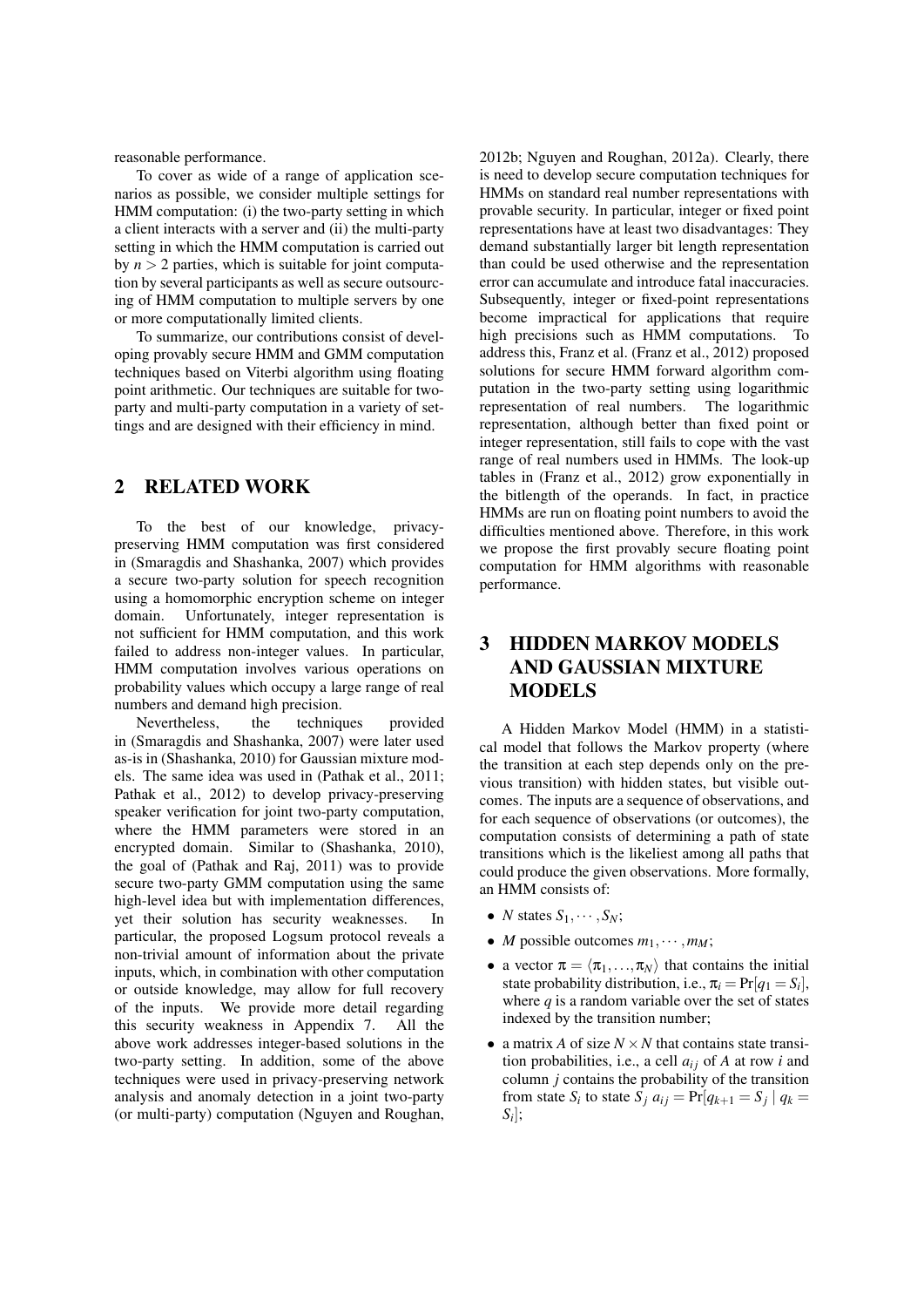reasonable performance.

To cover as wide of a range of application scenarios as possible, we consider multiple settings for HMM computation: (i) the two-party setting in which a client interacts with a server and (ii) the multi-party setting in which the HMM computation is carried out by $n > 2$ parties, which is suitable for joint computation by several participants as well as secure outsourcing of HMM computation to multiple servers by one or more computationally limited clients.

To summarize, our contributions consist of developing provably secure HMM and GMM computation techniques based on Viterbi algorithm using floating point arithmetic. Our techniques are suitable for two-party and multi-party computation in a variety of settings and are designed with their efficiency in mind.

## 2 RELATED WORK

To the best of our knowledge, privacy-preserving HMM computation was first considered in (Smaragdis and Shashanka, 2007) which provides a secure two-party solution for speech recognition using a homomorphic encryption scheme on integer domain. Unfortunately, integer representation is not sufficient for HMM computation, and this work failed to address non-integer values. In particular, HMM computation involves various operations on probability values which occupy a large range of real numbers and demand high precision.

Nevertheless, the techniques provided in (Smaragdis and Shashanka, 2007) were later used as-is in (Shashanka, 2010) for Gaussian mixture models. The same idea was used in (Pathak et al., 2011; Pathak et al., 2012) to develop privacy-preserving speaker verification for joint two-party computation, where the HMM parameters were stored in an encrypted domain. Similar to (Shashanka, 2010), the goal of (Pathak and Raj, 2011) was to provide secure two-party GMM computation using the same high-level idea but with implementation differences, yet their solution has security weaknesses. In particular, the proposed Logsum protocol reveals a non-trivial amount of information about the private inputs, which, in combination with other computation or outside knowledge, may allow for full recovery of the inputs. We provide more detail regarding this security weakness in Appendix 7. All the above work addresses integer-based solutions in the two-party setting. In addition, some of the above techniques were used in privacy-preserving network analysis and anomaly detection in a joint two-party (or multi-party) computation (Nguyen and Roughan, 2012b; Nguyen and Roughan, 2012a). Clearly, there is need to develop secure computation techniques for HMMs on standard real number representations with provable security. In particular, integer or fixed point representations have at least two disadvantages: They demand substantially larger bit length representation than could be used otherwise and the representation error can accumulate and introduce fatal inaccuracies. Subsequently, integer or fixed-point representations become impractical for applications that require high precisions such as HMM computations. To address this, Franz et al. (Franz et al., 2012) proposed solutions for secure HMM forward algorithm computation in the two-party setting using logarithmic representation of real numbers. The logarithmic representation, although better than fixed point or integer representation, still fails to cope with the vast range of real numbers used in HMMs. The look-up tables in (Franz et al., 2012) grow exponentially in the bitlength of the operands. In fact, in practice HMMs are run on floating point numbers to avoid the difficulties mentioned above. Therefore, in this work we propose the first provably secure floating point computation for HMM algorithms with reasonable performance.

## 3 HIDDEN MARKOV MODELS AND GAUSSIAN MIXTURE MODELS

A Hidden Markov Model (HMM) in a statistical model that follows the Markov property (where the transition at each step depends only on the previous transition) with hidden states, but visible outcomes. The inputs are a sequence of observations, and for each sequence of observations (or outcomes), the computation consists of determining a path of state transitions which is the likeliest among all paths that could produce the given observations. More formally, an HMM consists of:

- $N$ states $S_1, \cdots, S_N$;
- $M$ possible outcomes $m_1, \cdots, m_M$;
- a vector $\pi = \langle \pi_1, \ldots, \pi_N \rangle$ that contains the initial state probability distribution, i.e., $\pi_i = \Pr[q_1 = S_i]$, where $q$ is a random variable over the set of states indexed by the transition number;
- a matrix $A$ of size $N \times N$ that contains state transition probabilities, i.e., a cell $a_{ij}$ of $A$ at row $i$ and column $j$ contains the probability of the transition from state $S_i$ to state $S_j$ $a_{ij} = \Pr[q_{k+1} = S_j \mid q_k = S_i]$;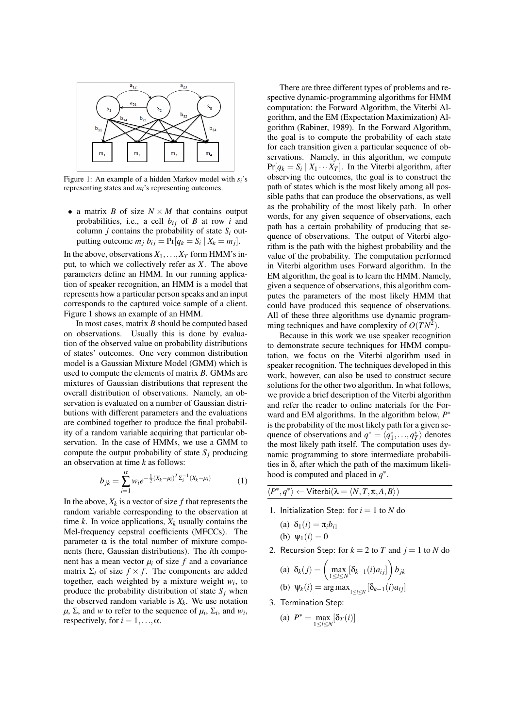Figure 1: An example of a hidden Markov model with $s_i$'s representing states and $m_i$'s representing outcomes.

- a matrix $B$ of size $N \times M$ that contains output probabilities, i.e., a cell $b_{ij}$ of $B$ at row $i$ and column $j$ contains the probability of state $S_i$ outputting outcome $m_j$ $b_{ij} = \Pr[q_k = S_i \mid X_k = m_j]$.

In the above, observations $X_1, \ldots, X_T$ form HMM's input, to which we collectively refer as $X$. The above parameters define an HMM. In our running application of speaker recognition, an HMM is a model that represents how a particular person speaks and an input corresponds to the captured voice sample of a client. Figure 1 shows an example of an HMM.

In most cases, matrix $B$ should be computed based on observations. Usually this is done by evaluation of the observed value on probability distributions of states' outcomes. One very common distribution model is a Gaussian Mixture Model (GMM) which is used to compute the elements of matrix $B$. GMMs are mixtures of Gaussian distributions that represent the overall distribution of observations. Namely, an observation is evaluated on a number of Gaussian distributions with different parameters and the evaluations are combined together to produce the final probability of a random variable acquiring that particular observation. In the case of HMMs, we use a GMM to compute the output probability of state $S_j$ producing an observation at time $k$ as follows:

$$b_{jk} = \sum_{i=1}^{\alpha} w_i e^{-\frac{1}{2}(X_k - \mu_i)^T \Sigma_i^{-1} (X_k - \mu_i)} \quad (1)$$

In the above, $X_k$ is a vector of size $f$ that represents the random variable corresponding to the observation at time $k$. In voice applications, $X_k$ usually contains the Mel-frequency cepstral coefficients (MFCCs). The parameter $\alpha$ is the total number of mixture components (here, Gaussian distributions). The $i$th component has a mean vector $\mu_i$ of size $f$ and a covariance matrix $\Sigma_i$ of size $f \times f$. The components are added together, each weighted by a mixture weight $w_i$, to produce the probability distribution of state $S_j$ when the observed random variable is $X_k$. We use notation $\mu$, $\Sigma$, and $w$ to refer to the sequence of $\mu_i$, $\Sigma_i$, and $w_i$, respectively, for $i = 1, \ldots, \alpha$.

There are three different types of problems and respective dynamic-programming algorithms for HMM computation: the Forward Algorithm, the Viterbi Algorithm, and the EM (Expectation Maximization) Algorithm (Rabiner, 1989). In the Forward Algorithm, the goal is to compute the probability of each state for each transition given a particular sequence of observations. Namely, in this algorithm, we compute $\Pr[q_k = S_i \mid X_1 \cdots X_T]$. In the Viterbi algorithm, after observing the outcomes, the goal is to construct the path of states which is the most likely among all possible paths that can produce the observations, as well as the probability of the most likely path. In other words, for any given sequence of observations, each path has a certain probability of producing that sequence of observations. The output of Viterbi algorithm is the path with the highest probability and the value of the probability. The computation performed in Viterbi algorithm uses Forward algorithm. In the EM algorithm, the goal is to learn the HMM. Namely, given a sequence of observations, this algorithm computes the parameters of the most likely HMM that could have produced this sequence of observations. All of these three algorithms use dynamic programming techniques and have complexity of $O(TN^2)$.

Because in this work we use speaker recognition to demonstrate secure techniques for HMM computation, we focus on the Viterbi algorithm used in speaker recognition. The techniques developed in this work, however, can also be used to construct secure solutions for the other two algorithm. In what follows, we provide a brief description of the Viterbi algorithm and refer the reader to online materials for the Forward and EM algorithms. In the algorithm below, $P^*$ is the probability of the most likely path for a given sequence of observations and $q^* = \langle q_1^*, \ldots, q_T^* \rangle$ denotes the most likely path itself. The computation uses dynamic programming to store intermediate probabilities in $\delta$, after which the path of the maximum likelihood is computed and placed in $q^*$.

$\langle P^*, q^* \rangle \leftarrow \mathsf{Viterbi}(\lambda = \langle N, T, \pi, A, B \rangle)$

1. Initialization Step: for $i = 1$ to $N$ do
   (a) $\delta_1(i) = \pi_i b_{i1}$
   (b) $\psi_1(i) = 0$
2. Recursion Step: for $k = 2$ to $T$ and $j = 1$ to $N$ do
   (a) $\delta_k(j) = \left( \max_{1 \le i \le N} [\delta_{k-1}(i) a_{ij}] \right) b_{jk}$
   (b) $\psi_k(i) = \arg\max_{1 \le i \le N} [\delta_{k-1}(i) a_{ij}]$
3. Termination Step:
   (a) $P^* = \max_{1 \le i \le N} [\delta_T(i)]$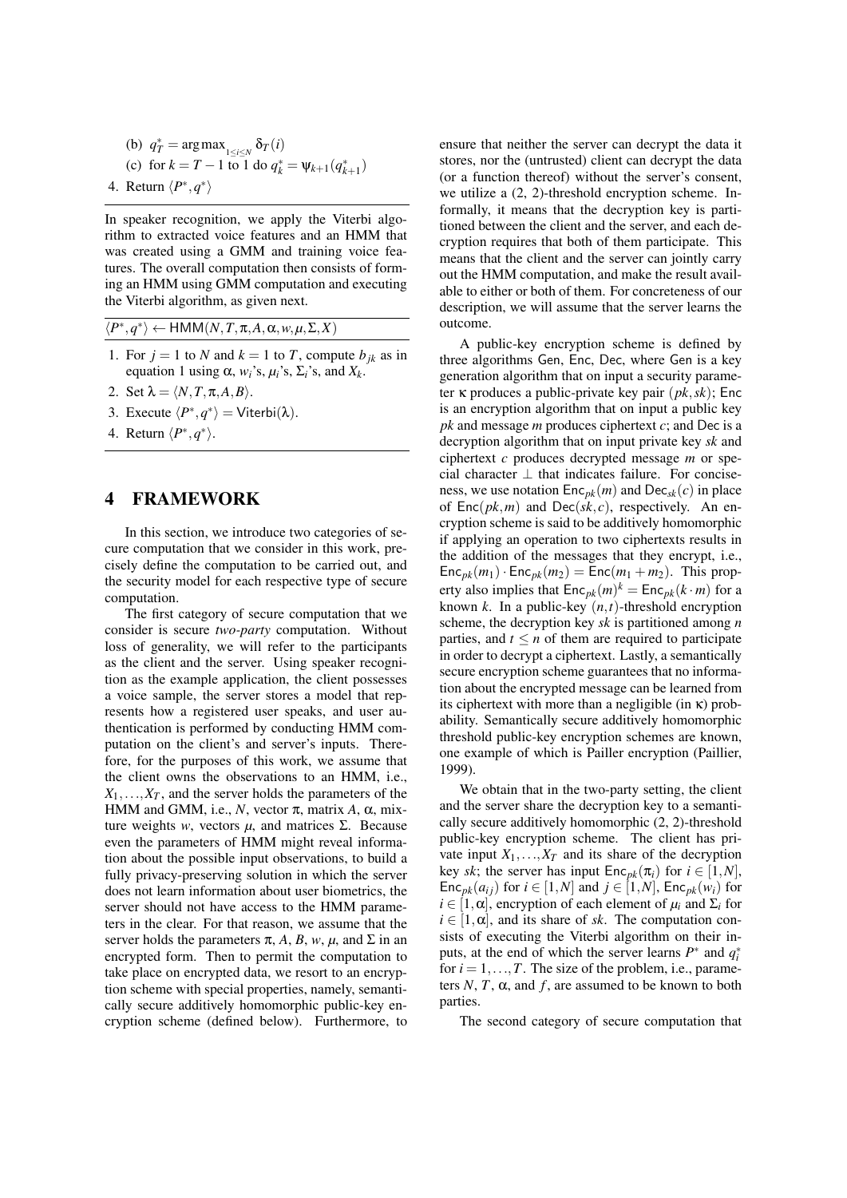(b) $q_T^* = \arg\max_{1 \le i \le N} \delta_T(i)$

(c) for $k = T-1$ to 1 do $q_k^* = \psi_{k+1}(q_{k+1}^*)$

4. Return $\langle P^*, q^* \rangle$

In speaker recognition, we apply the Viterbi algorithm to extracted voice features and an HMM that was created using a GMM and training voice features. The overall computation then consists of forming an HMM using GMM computation and executing the Viterbi algorithm, as given next.

$\langle P^*, q^* \rangle \leftarrow \mathsf{HMM}(N, T, \pi, A, \alpha, w, \mu, \Sigma, X)$

1. For $j = 1$ to $N$ and $k = 1$ to $T$, compute $b_{jk}$ as in equation 1 using $\alpha$, $w_i$'s, $\mu_i$'s, $\Sigma_i$'s, and $X_k$.
2. Set $\lambda = \langle N, T, \pi, A, B \rangle$.
3. Execute $\langle P^*, q^* \rangle = \mathsf{Viterbi}(\lambda)$.
4. Return $\langle P^*, q^* \rangle$.

# 4 FRAMEWORK

In this section, we introduce two categories of secure computation that we consider in this work, precisely define the computation to be carried out, and the security model for each respective type of secure computation.

The first category of secure computation that we consider is secure *two-party* computation. Without loss of generality, we will refer to the participants as the client and the server. Using speaker recognition as the example application, the client possesses a voice sample, the server stores a model that represents how a registered user speaks, and user authentication is performed by conducting HMM computation on the client's and server's inputs. Therefore, for the purposes of this work, we assume that the client owns the observations to an HMM, i.e., $X_1, \ldots, X_T$, and the server holds the parameters of the HMM and GMM, i.e., $N$, vector $\pi$, matrix $A$, $\alpha$, mixture weights $w$, vectors $\mu$, and matrices $\Sigma$. Because even the parameters of HMM might reveal information about the possible input observations, to build a fully privacy-preserving solution in which the server does not learn information about user biometrics, the server should not have access to the HMM parameters in the clear. For that reason, we assume that the server holds the parameters $\pi$, $A$, $B$, $w$, $\mu$, and $\Sigma$ in an encrypted form. Then to permit the computation to take place on encrypted data, we resort to an encryption scheme with special properties, namely, semantically secure additively homomorphic public-key encryption scheme (defined below). Furthermore, to ensure that neither the server can decrypt the data it stores, nor the (untrusted) client can decrypt the data (or a function thereof) without the server's consent, we utilize a (2, 2)-threshold encryption scheme. Informally, it means that the decryption key is partitioned between the client and the server, and each decryption requires that both of them participate. This means that the client and the server can jointly carry out the HMM computation, and make the result available to either or both of them. For concreteness of our description, we will assume that the server learns the outcome.

A public-key encryption scheme is defined by three algorithms $\mathsf{Gen}$, $\mathsf{Enc}$, $\mathsf{Dec}$, where $\mathsf{Gen}$ is a key generation algorithm that on input a security parameter $\kappa$ produces a public-private key pair $(pk, sk)$; $\mathsf{Enc}$ is an encryption algorithm that on input a public key $pk$ and message $m$ produces ciphertext $c$; and $\mathsf{Dec}$ is a decryption algorithm that on input private key $sk$ and ciphertext $c$ produces decrypted message $m$ or special character $\perp$ that indicates failure. For conciseness, we use notation $\mathsf{Enc}_{pk}(m)$ and $\mathsf{Dec}_{sk}(c)$ in place of $\mathsf{Enc}(pk, m)$ and $\mathsf{Dec}(sk, c)$, respectively. An encryption scheme is said to be additively homomorphic if applying an operation to two ciphertexts results in the addition of the messages that they encrypt, i.e., $\mathsf{Enc}_{pk}(m_1) \cdot \mathsf{Enc}_{pk}(m_2) = \mathsf{Enc}(m_1 + m_2)$. This property also implies that $\mathsf{Enc}_{pk}(m)^k = \mathsf{Enc}_{pk}(k \cdot m)$ for a known $k$. In a public-key $(n, t)$-threshold encryption scheme, the decryption key $sk$ is partitioned among $n$ parties, and $t \le n$ of them are required to participate in order to decrypt a ciphertext. Lastly, a semantically secure encryption scheme guarantees that no information about the encrypted message can be learned from its ciphertext with more than a negligible (in $\kappa$) probability. Semantically secure additively homomorphic threshold public-key encryption schemes are known, one example of which is Pailler encryption (Paillier, 1999).

We obtain that in the two-party setting, the client and the server share the decryption key to a semantically secure additively homomorphic (2, 2)-threshold public-key encryption scheme. The client has private input $X_1, \ldots, X_T$ and its share of the decryption key $sk$; the server has input $\mathsf{Enc}_{pk}(\pi_i)$ for $i \in [1, N]$, $\mathsf{Enc}_{pk}(a_{ij})$ for $i \in [1, N]$ and $j \in [1, N]$, $\mathsf{Enc}_{pk}(w_i)$ for $i \in [1, \alpha]$, encryption of each element of $\mu_i$ and $\Sigma_i$ for $i \in [1, \alpha]$, and its share of $sk$. The computation consists of executing the Viterbi algorithm on their inputs, at the end of which the server learns $P^*$ and $q_i^*$ for $i = 1, \ldots, T$. The size of the problem, i.e., parameters $N$, $T$, $\alpha$, and $f$, are assumed to be known to both parties.

The second category of secure computation that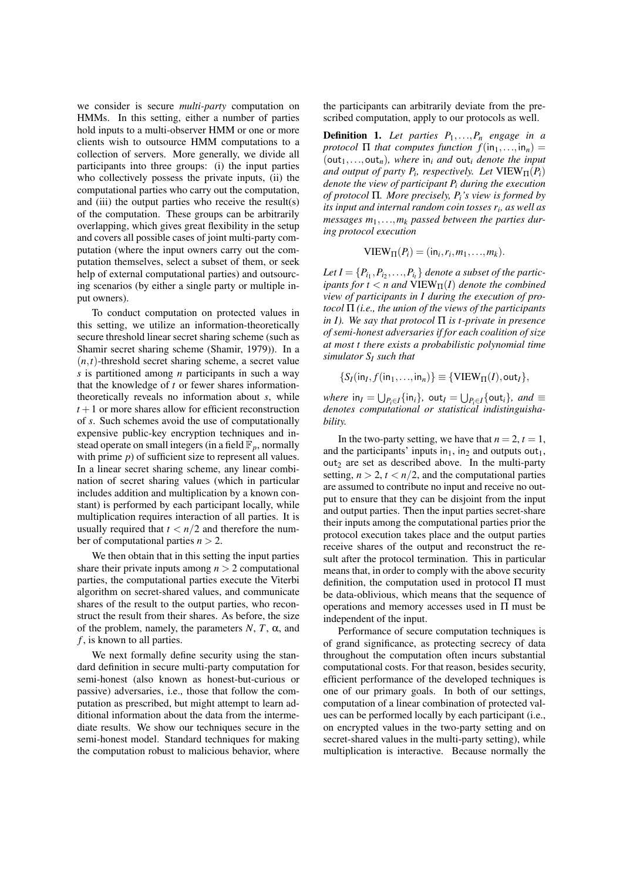we consider is secure *multi-party* computation on HMMs. In this setting, either a number of parties hold inputs to a multi-observer HMM or one or more clients wish to outsource HMM computations to a collection of servers. More generally, we divide all participants into three groups: (i) the input parties who collectively possess the private inputs, (ii) the computational parties who carry out the computation, and (iii) the output parties who receive the result(s) of the computation. These groups can be arbitrarily overlapping, which gives great flexibility in the setup and covers all possible cases of joint multi-party computation (where the input owners carry out the computation themselves, select a subset of them, or seek help of external computational parties) and outsourcing scenarios (by either a single party or multiple input owners).

To conduct computation on protected values in this setting, we utilize an information-theoretically secure threshold linear secret sharing scheme (such as Shamir secret sharing scheme (Shamir, 1979)). In a $(n,t)$-threshold secret sharing scheme, a secret value $s$ is partitioned among $n$ participants in such a way that the knowledge of $t$ or fewer shares information-theoretically reveals no information about $s$, while $t+1$ or more shares allow for efficient reconstruction of $s$. Such schemes avoid the use of computationally expensive public-key encryption techniques and instead operate on small integers (in a field $\mathbb{F}_p$, normally with prime $p$) of sufficient size to represent all values. In a linear secret sharing scheme, any linear combination of secret sharing values (which in particular includes addition and multiplication by a known constant) is performed by each participant locally, while multiplication requires interaction of all parties. It is usually required that $t < n/2$ and therefore the number of computational parties $n > 2$.

We then obtain that in this setting the input parties share their private inputs among $n > 2$ computational parties, the computational parties execute the Viterbi algorithm on secret-shared values, and communicate shares of the result to the output parties, who reconstruct the result from their shares. As before, the size of the problem, namely, the parameters $N$, $T$, $\alpha$, and $f$, is known to all parties.

We next formally define security using the standard definition in secure multi-party computation for semi-honest (also known as honest-but-curious or passive) adversaries, i.e., those that follow the computation as prescribed, but might attempt to learn additional information about the data from the intermediate results. We show our techniques secure in the semi-honest model. Standard techniques for making the computation robust to malicious behavior, where the participants can arbitrarily deviate from the prescribed computation, apply to our protocols as well.

**Definition 1.** *Let parties $P_1,\ldots,P_n$ engage in a protocol $\Pi$ that computes function $f(\mathsf{in}_1,\ldots,\mathsf{in}_n) = (\mathsf{out}_1,\ldots,\mathsf{out}_n)$, where $\mathsf{in}_i$ and $\mathsf{out}_i$ denote the input and output of party $P_i$, respectively. Let $\mathrm{VIEW}_\Pi(P_i)$ denote the view of participant $P_i$ during the execution of protocol $\Pi$. More precisely, $P_i$'s view is formed by its input and internal random coin tosses $r_i$, as well as messages $m_1,\ldots,m_k$ passed between the parties during protocol execution*

$$\mathrm{VIEW}_\Pi(P_i) = (\mathsf{in}_i, r_i, m_1, \ldots, m_k).$$

*Let $I = \{P_{i_1}, P_{i_2}, \ldots, P_{i_t}\}$ denote a subset of the participants for $t < n$ and $\mathrm{VIEW}_\Pi(I)$ denote the combined view of participants in $I$ during the execution of protocol $\Pi$ (i.e., the union of the views of the participants in $I$). We say that protocol $\Pi$ is $t$-private in presence of semi-honest adversaries if for each coalition of size at most $t$ there exists a probabilistic polynomial time simulator $S_I$ such that*

$$\{S_I(\mathsf{in}_I, f(\mathsf{in}_1,\ldots,\mathsf{in}_n)\} \equiv \{\mathrm{VIEW}_\Pi(I), \mathsf{out}_I\},$$

*where $\mathsf{in}_I = \bigcup_{P_i \in I}\{\mathsf{in}_i\}$, $\mathsf{out}_I = \bigcup_{P_i \in I}\{\mathsf{out}_i\}$, and $\equiv$ denotes computational or statistical indistinguishability.*

In the two-party setting, we have that $n = 2$, $t = 1$, and the participants' inputs $\mathsf{in}_1$, $\mathsf{in}_2$ and outputs $\mathsf{out}_1$, $\mathsf{out}_2$ are set as described above. In the multi-party setting, $n > 2$, $t < n/2$, and the computational parties are assumed to contribute no input and receive no output to ensure that they can be disjoint from the input and output parties. Then the input parties secret-share their inputs among the computational parties prior the protocol execution takes place and the output parties receive shares of the output and reconstruct the result after the protocol termination. This in particular means that, in order to comply with the above security definition, the computation used in protocol $\Pi$ must be data-oblivious, which means that the sequence of operations and memory accesses used in $\Pi$ must be independent of the input.

Performance of secure computation techniques is of grand significance, as protecting secrecy of data throughout the computation often incurs substantial computational costs. For that reason, besides security, efficient performance of the developed techniques is one of our primary goals. In both of our settings, computation of a linear combination of protected values can be performed locally by each participant (i.e., on encrypted values in the two-party setting and on secret-shared values in the multi-party setting), while multiplication is interactive. Because normally the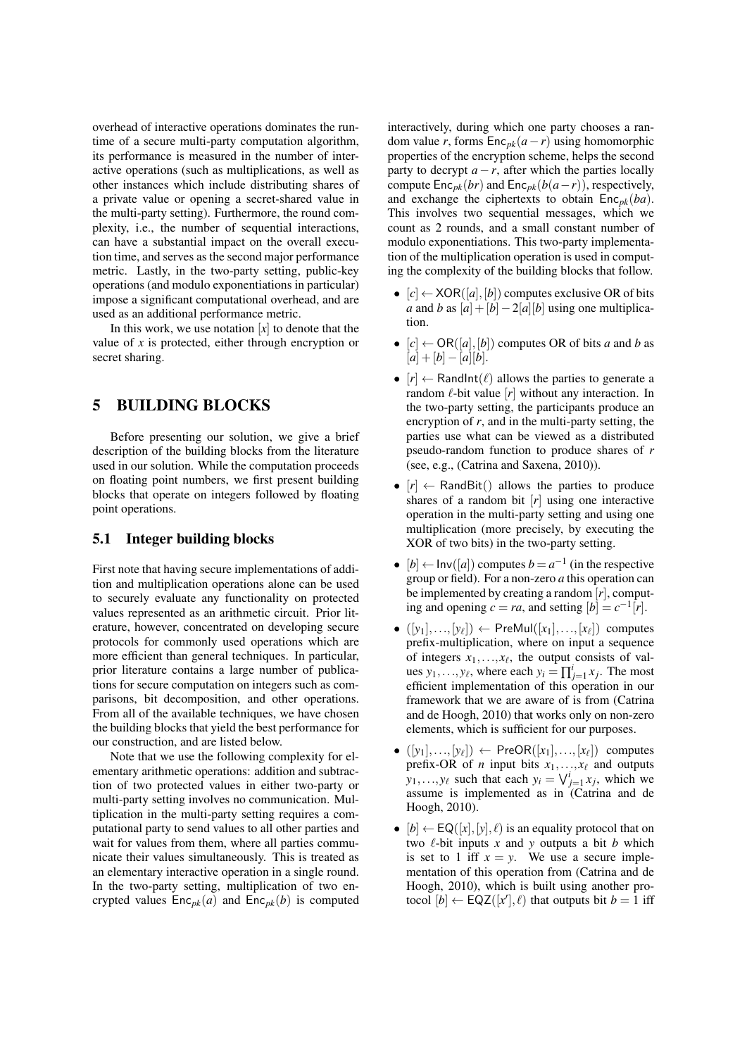overhead of interactive operations dominates the runtime of a secure multi-party computation algorithm, its performance is measured in the number of interactive operations (such as multiplications, as well as other instances which include distributing shares of a private value or opening a secret-shared value in the multi-party setting). Furthermore, the round complexity, i.e., the number of sequential interactions, can have a substantial impact on the overall execution time, and serves as the second major performance metric. Lastly, in the two-party setting, public-key operations (and modulo exponentiations in particular) impose a significant computational overhead, and are used as an additional performance metric.

In this work, we use notation $[x]$ to denote that the value of $x$ is protected, either through encryption or secret sharing.

# 5 BUILDING BLOCKS

Before presenting our solution, we give a brief description of the building blocks from the literature used in our solution. While the computation proceeds on floating point numbers, we first present building blocks that operate on integers followed by floating point operations.

## 5.1 Integer building blocks

First note that having secure implementations of addition and multiplication operations alone can be used to securely evaluate any functionality on protected values represented as an arithmetic circuit. Prior literature, however, concentrated on developing secure protocols for commonly used operations which are more efficient than general techniques. In particular, prior literature contains a large number of publications for secure computation on integers such as comparisons, bit decomposition, and other operations. From all of the available techniques, we have chosen the building blocks that yield the best performance for our construction, and are listed below.

Note that we use the following complexity for elementary arithmetic operations: addition and subtraction of two protected values in either two-party or multi-party setting involves no communication. Multiplication in the multi-party setting requires a computational party to send values to all other parties and wait for values from them, where all parties communicate their values simultaneously. This is treated as an elementary interactive operation in a single round. In the two-party setting, multiplication of two encrypted values $\mathsf{Enc}_{pk}(a)$ and $\mathsf{Enc}_{pk}(b)$ is computed interactively, during which one party chooses a random value $r$, forms $\mathsf{Enc}_{pk}(a-r)$ using homomorphic properties of the encryption scheme, helps the second party to decrypt $a-r$, after which the parties locally compute $\mathsf{Enc}_{pk}(br)$ and $\mathsf{Enc}_{pk}(b(a-r))$, respectively, and exchange the ciphertexts to obtain $\mathsf{Enc}_{pk}(ba)$. This involves two sequential messages, which we count as 2 rounds, and a small constant number of modulo exponentiations. This two-party implementation of the multiplication operation is used in computing the complexity of the building blocks that follow.

- $[c] \leftarrow \mathsf{XOR}([a],[b])$ computes exclusive OR of bits $a$ and $b$ as $[a]+[b]-2[a][b]$ using one multiplication.
- $[c] \leftarrow \mathsf{OR}([a],[b])$ computes OR of bits $a$ and $b$ as $[a]+[b]-[a][b]$.
- $[r] \leftarrow \mathsf{RandInt}(\ell)$ allows the parties to generate a random $\ell$-bit value $[r]$ without any interaction. In the two-party setting, the participants produce an encryption of $r$, and in the multi-party setting, the parties use what can be viewed as a distributed pseudo-random function to produce shares of $r$ (see, e.g., (Catrina and Saxena, 2010)).
- $[r] \leftarrow \mathsf{RandBit}()$ allows the parties to produce shares of a random bit $[r]$ using one interactive operation in the multi-party setting and using one multiplication (more precisely, by executing the XOR of two bits) in the two-party setting.
- $[b] \leftarrow \mathsf{Inv}([a])$ computes $b = a^{-1}$ (in the respective group or field). For a non-zero $a$ this operation can be implemented by creating a random $[r]$, computing and opening $c = ra$, and setting $[b] = c^{-1}[r]$.
- $([y_1],\ldots,[y_\ell]) \leftarrow \mathsf{PreMul}([x_1],\ldots,[x_\ell])$ computes prefix-multiplication, where on input a sequence of integers $x_1,\ldots,x_\ell$, the output consists of values $y_1,\ldots,y_\ell$, where each $y_i = \prod_{j=1}^{i} x_j$. The most efficient implementation of this operation in our framework that we are aware of is from (Catrina and de Hoogh, 2010) that works only on non-zero elements, which is sufficient for our purposes.
- $([y_1],\ldots,[y_\ell]) \leftarrow \mathsf{PreOR}([x_1],\ldots,[x_\ell])$ computes prefix-OR of $n$ input bits $x_1,\ldots,x_\ell$ and outputs $y_1,\ldots,y_\ell$ such that each $y_i = \bigvee_{j=1}^{i} x_j$, which we assume is implemented as in (Catrina and de Hoogh, 2010).
- $[b] \leftarrow \mathsf{EQ}([x],[y],\ell)$ is an equality protocol that on two $\ell$-bit inputs $x$ and $y$ outputs a bit $b$ which is set to 1 iff $x = y$. We use a secure implementation of this operation from (Catrina and de Hoogh, 2010), which is built using another protocol $[b] \leftarrow \mathsf{EQZ}([x'],\ell)$ that outputs bit $b = 1$ iff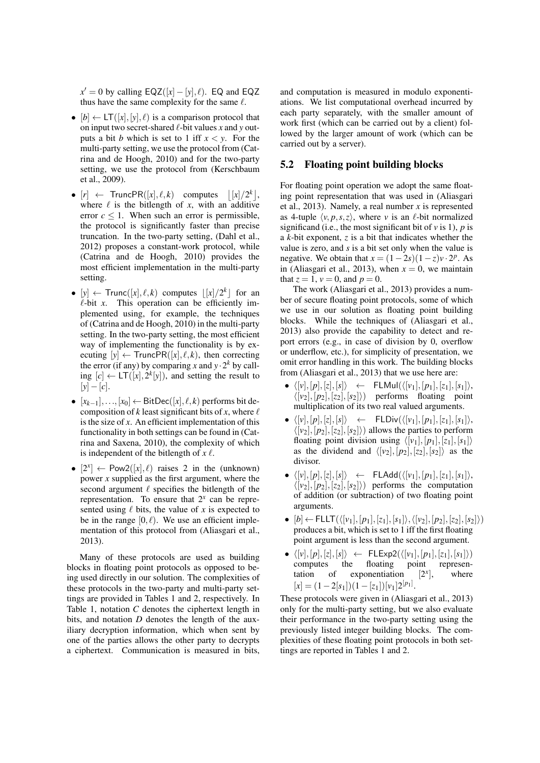$x' = 0$ by calling $\mathsf{EQZ}([x]-[y],\ell)$. EQ and EQZ thus have the same complexity for the same $\ell$.

- $[b] \leftarrow \mathsf{LT}([x],[y],\ell)$ is a comparison protocol that on input two secret-shared $\ell$-bit values $x$ and $y$ outputs a bit $b$ which is set to 1 iff $x < y$. For the multi-party setting, we use the protocol from (Catrina and de Hoogh, 2010) and for the two-party setting, we use the protocol from (Kerschbaum et al., 2009).
- $[r] \leftarrow \mathsf{TruncPR}([x],\ell,k)$ computes $\lfloor [x]/2^k \rceil$, where $\ell$ is the bitlength of $x$, with an additive error $c \leq 1$. When such an error is permissible, the protocol is significantly faster than precise truncation. In the two-party setting, (Dahl et al., 2012) proposes a constant-work protocol, while (Catrina and de Hoogh, 2010) provides the most efficient implementation in the multi-party setting.
- $[y] \leftarrow \mathsf{Trunc}([x],\ell,k)$ computes $\lfloor [x]/2^k \rfloor$ for an $\ell$-bit $x$. This operation can be efficiently implemented using, for example, the techniques of (Catrina and de Hoogh, 2010) in the multi-party setting. In the two-party setting, the most efficient way of implementing the functionality is by executing $[y] \leftarrow \mathsf{TruncPR}([x],\ell,k)$, then correcting the error (if any) by comparing $x$ and $y \cdot 2^k$ by calling $[c] \leftarrow \mathsf{LT}([x],2^k[y])$, and setting the result to $[y]-[c]$.
- $[x_{k-1}],\ldots,[x_0] \leftarrow \mathsf{BitDec}([x],\ell,k)$ performs bit decomposition of $k$ least significant bits of $x$, where $\ell$ is the size of $x$. An efficient implementation of this functionality in both settings can be found in (Catrina and Saxena, 2010), the complexity of which is independent of the bitlength of $x$ $\ell$.
- $[2^x] \leftarrow \mathsf{Pow2}([x],\ell)$ raises 2 in the (unknown) power $x$ supplied as the first argument, where the second argument $\ell$ specifies the bitlength of the representation. To ensure that $2^x$ can be represented using $\ell$ bits, the value of $x$ is expected to be in the range $[0,\ell)$. We use an efficient implementation of this protocol from (Aliasgari et al., 2013).

Many of these protocols are used as building blocks in floating point protocols as opposed to being used directly in our solution. The complexities of these protocols in the two-party and multi-party settings are provided in Tables 1 and 2, respectively. In Table 1, notation $C$ denotes the ciphertext length in bits, and notation $D$ denotes the length of the auxiliary decryption information, which when sent by one of the parties allows the other party to decrypts a ciphertext. Communication is measured in bits, and computation is measured in modulo exponentiations. We list computational overhead incurred by each party separately, with the smaller amount of work first (which can be carried out by a client) followed by the larger amount of work (which can be carried out by a server).

## 5.2 Floating point building blocks

For floating point operation we adopt the same floating point representation that was used in (Aliasgari et al., 2013). Namely, a real number $x$ is represented as 4-tuple $\langle v,p,s,z\rangle$, where $v$ is an $\ell$-bit normalized significand (i.e., the most significant bit of $v$ is 1), $p$ is a $k$-bit exponent, $z$ is a bit that indicates whether the value is zero, and $s$ is a bit set only when the value is negative. We obtain that $x = (1-2s)(1-z)v \cdot 2^p$. As in (Aliasgari et al., 2013), when $x = 0$, we maintain that $z = 1$, $v = 0$, and $p = 0$.

The work (Aliasgari et al., 2013) provides a number of secure floating point protocols, some of which we use in our solution as floating point building blocks. While the techniques of (Aliasgari et al., 2013) also provide the capability to detect and report errors (e.g., in case of division by 0, overflow or underflow, etc.), for simplicity of presentation, we omit error handling in this work. The building blocks from (Aliasgari et al., 2013) that we use here are:

- $\langle [v],[p],[z],[s]\rangle \leftarrow \mathsf{FLMul}(\langle [v_1],[p_1],[z_1],[s_1]\rangle, \langle [v_2],[p_2],[z_2],[s_2]\rangle)$ performs floating point multiplication of its two real valued arguments.
- $\langle [v],[p],[z],[s]\rangle \leftarrow \mathsf{FLDiv}(\langle [v_1],[p_1],[z_1],[s_1]\rangle, \langle [v_2],[p_2],[z_2],[s_2]\rangle)$ allows the parties to perform floating point division using $\langle [v_1],[p_1],[z_1],[s_1]\rangle$ as the dividend and $\langle [v_2],[p_2],[z_2],[s_2]\rangle$ as the divisor.
- $\langle [v],[p],[z],[s]\rangle \leftarrow \mathsf{FLAdd}(\langle [v_1],[p_1],[z_1],[s_1]\rangle, \langle [v_2],[p_2],[z_2],[s_2]\rangle)$ performs the computation of addition (or subtraction) of two floating point arguments.
- $[b] \leftarrow \mathsf{FLLT}(\langle [v_1],[p_1],[z_1],[s_1]\rangle, \langle [v_2],[p_2],[z_2],[s_2]\rangle)$ produces a bit, which is set to 1 iff the first floating point argument is less than the second argument.
- $\langle [v],[p],[z],[s]\rangle \leftarrow \mathsf{FLExp2}(\langle [v_1],[p_1],[z_1],[s_1]\rangle)$ computes the floating point representation of exponentiation $[2^x]$, where $[x] = (1-2[s_1])(1-[z_1])[v_1]2^{[p_1]}$.

These protocols were given in (Aliasgari et al., 2013) only for the multi-party setting, but we also evaluate their performance in the two-party setting using the previously listed integer building blocks. The complexities of these floating point protocols in both settings are reported in Tables 1 and 2.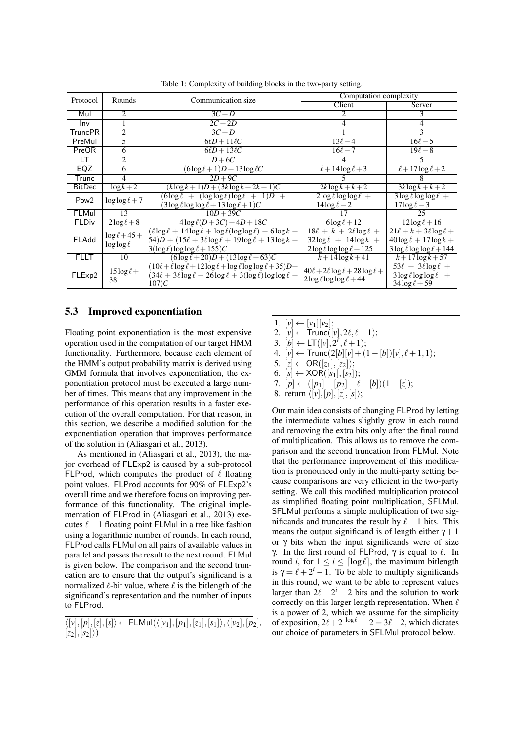Table 1: Complexity of building blocks in the two-party setting.

| Protocol | Rounds | Communication size | Computation complexity | |
|---|---|---|---|---|
| | | | Client | Server |
| Mul | 2 | $3C+D$ | 2 | 3 |
| Inv | 1 | $2C+2D$ | 4 | 4 |
| TruncPR | 2 | $3C+D$ | 1 | 3 |
| PreMul | 5 | $6\ell D+11\ell C$ | $13\ell-4$ | $16\ell-5$ |
| PreOR | 6 | $6\ell D+13\ell C$ | $16\ell-7$ | $19\ell-8$ |
| LT | 2 | $D+6C$ | 4 | 5 |
| EQZ | 6 | $(6\log\ell+1)D+13\log\ell C$ | $\ell+14\log\ell+3$ | $\ell+17\log\ell+2$ |
| Trunc | 4 | $2D+9C$ | 5 | 8 |
| BitDec | $\log k+2$ | $(k\log k+1)D+(3k\log k+2k+1)C$ | $2k\log k+k+2$ | $3k\log k+k+2$ |
| Pow2 | $\log\log\ell+7$ | $(6\log\ell+(\log\log\ell)\log\ell+1)D+(3\log\ell\log\log\ell+13\log\ell+1)C$ | $2\log\ell\log\log\ell+14\log\ell-2$ | $3\log\ell\log\log\ell+17\log\ell-3$ |
| FLMul | 13 | $10D+39C$ | 17 | 25 |
| FLDiv | $2\log\ell+8$ | $4\log\ell(D+3C)+4D+18C$ | $6\log\ell+12$ | $12\log\ell+16$ |
| FLAdd | $\log\ell+45+\log\log\ell$ | $(\ell\log\ell+14\log\ell+\log\ell(\log\log\ell)+6\log k+54)D+(15\ell+3\ell\log\ell+19\log\ell+13\log k+3(\log\ell)\log\log\ell+155)C$ | $18\ell+k+2\ell\log\ell+32\log\ell+14\log k+2\log\ell\log\log\ell+125$ | $21\ell+k+3\ell\log\ell+40\log\ell+17\log k+3\log\ell\log\log\ell+144$ |
| FLLT | 10 | $(6\log\ell+20)D+(13\log\ell+63)C$ | $k+14\log k+41$ | $k+17\log k+57$ |
| FLExp2 | $15\log\ell+38$ | $(10\ell+\ell\log\ell+12\log\ell+\log\ell\log\log\ell+35)D+(34\ell+3\ell\log\ell+26\log\ell+3(\log\ell)\log\log\ell+107)C$ | $40\ell+2\ell\log\ell+28\log\ell+2\log\ell\log\log\ell+44$ | $53\ell+3\ell\log\ell+3\log\ell\log\log\ell+34\log\ell+59$ |

### 5.3 Improved exponentiation

Floating point exponentiation is the most expensive operation used in the computation of our target HMM functionality. Furthermore, because each element of the HMM's output probability matrix is derived using GMM formula that involves exponentiation, the exponentiation protocol must be executed a large number of times. This means that any improvement in the performance of this operation results in a faster execution of the overall computation. For that reason, in this section, we describe a modified solution for the exponentiation operation that improves performance of the solution in (Aliasgari et al., 2013).

As mentioned in (Aliasgari et al., 2013), the major overhead of FLExp2 is caused by a sub-protocol FLProd, which computes the product of $\ell$ floating point values. FLProd accounts for 90% of FLExp2's overall time and we therefore focus on improving performance of this functionality. The original implementation of FLProd in (Aliasgari et al., 2013) executes $\ell-1$ floating point FLMul in a tree like fashion using a logarithmic number of rounds. In each round, FLProd calls FLMul on all pairs of available values in parallel and passes the result to the next round. FLMul is given below. The comparison and the second truncation are to ensure that the output's significand is a normalized $\ell$-bit value, where $\ell$ is the bitlength of the significand's representation and the number of inputs to FLProd.

---

$\langle[v],[p],[z],[s]\rangle \leftarrow$ FLMul$(\langle[v_1],[p_1],[z_1],[s_1]\rangle,\langle[v_2],[p_2],[z_2],[s_2]\rangle)$

---

1. $[v] \leftarrow [v_1][v_2]$;
2. $[v] \leftarrow$ Trunc$([v],2\ell,\ell-1)$;
3. $[b] \leftarrow$ LT$([v],2^{\ell},\ell+1)$;
4. $[v] \leftarrow$ Trunc$(2[b][v]+(1-[b])[v],\ell+1,1)$;
5. $[z] \leftarrow$ OR$([z_1],[z_2])$;
6. $[s] \leftarrow$ XOR$([s_1],[s_2])$;
7. $[p] \leftarrow ([p_1]+[p_2]+\ell-[b])(1-[z])$;
8. return $\langle[v],[p],[z],[s]\rangle$;

---

Our main idea consists of changing FLProd by letting the intermediate values slightly grow in each round and removing the extra bits only after the final round of multiplication. This allows us to remove the comparison and the second truncation from FLMul. Note that the performance improvement of this modification is pronounced only in the multi-party setting because comparisons are very efficient in the two-party setting. We call this modified multiplication protocol as simplified floating point multiplication, SFLMul. SFLMul performs a simple multiplication of two significands and truncates the result by $\ell-1$ bits. This means the output significand is of length either $\gamma+1$ or $\gamma$ bits when the input significands were of size $\gamma$. In the first round of FLProd, $\gamma$ is equal to $\ell$. In round $i$, for $1 \le i \le \lceil\log\ell\rceil$, the maximum bitlength is $\gamma = \ell+2^i-1$. To be able to multiply significands in this round, we want to be able to represent values larger than $2\ell+2^i-2$ bits and the solution to work correctly on this larger length representation. When $\ell$ is a power of 2, which we assume for the simplicity of exposition, $2\ell+2^{\lceil\log\ell\rceil}-2 = 3\ell-2$, which dictates our choice of parameters in SFLMul protocol below.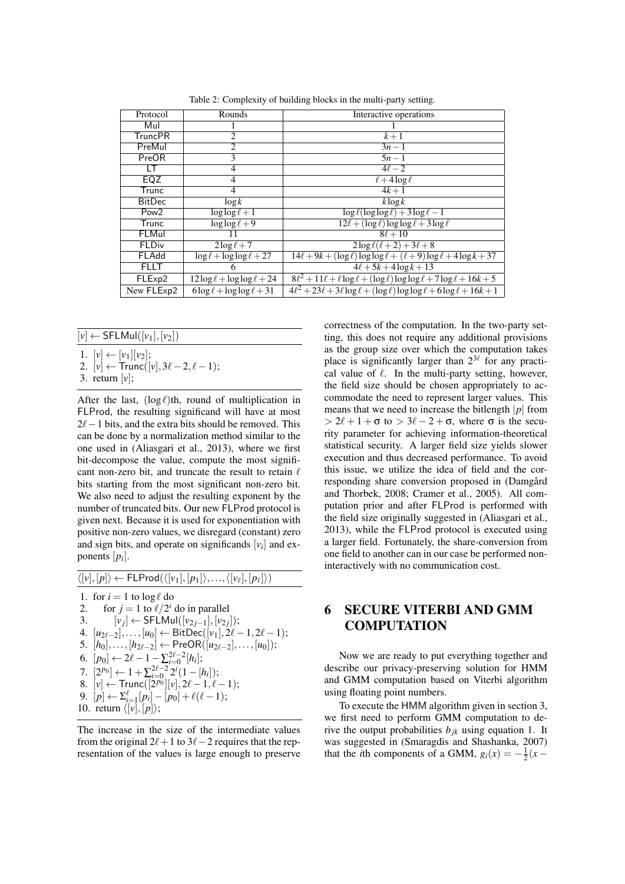Table 2: Complexity of building blocks in the multi-party setting.

| Protocol | Rounds | Interactive operations |
|---|---|---|
| Mul | 1 | 1 |
| TruncPR | 2 | $k+1$ |
| PreMul | 2 | $3n-1$ |
| PreOR | 3 | $5n-1$ |
| LT | 4 | $4\ell-2$ |
| EQZ | 4 | $\ell+4\log\ell$ |
| Trunc | 4 | $4k+1$ |
| BitDec | $\log k$ | $k\log k$ |
| Pow2 | $\log\log\ell+1$ | $\log\ell(\log\log\ell)+3\log\ell-1$ |
| Trunc | $\log\log\ell+9$ | $12\ell+(\log\ell)\log\log\ell+3\log\ell$ |
| FLMul | 11 | $8\ell+10$ |
| FLDiv | $2\log\ell+7$ | $2\log\ell(\ell+2)+3\ell+8$ |
| FLAdd | $\log\ell+\log\log\ell+27$ | $14\ell+9k+(\log\ell)\log\log\ell+(\ell+9)\log\ell+4\log k+37$ |
| FLLT | 6 | $4\ell+5k+4\log k+13$ |
| FLExp2 | $12\log\ell+\log\log\ell+24$ | $8\ell^2+11\ell+\ell\log\ell+(\log\ell)\log\log\ell+7\log\ell+16k+5$ |
| New FLExp2 | $6\log\ell+\log\log\ell+31$ | $4\ell^2+23\ell+3\ell\log\ell+(\log\ell)\log\log\ell+6\log\ell+16k+1$ |

$[v] \leftarrow \mathsf{SFLMul}([v_1],[v_2])$

1. $[v] \leftarrow [v_1][v_2]$;
2. $[v] \leftarrow \mathsf{Trunc}([v], 3\ell-2, \ell-1)$;
3. return $[v]$;

After the last, $(\log\ell)$th, round of multiplication in FLProd, the resulting significand will have at most $2\ell-1$ bits, and the extra bits should be removed. This can be done by a normalization method similar to the one used in (Aliasgari et al., 2013), where we first bit-decompose the value, compute the most significant non-zero bit, and truncate the result to retain $\ell$ bits starting from the most significant non-zero bit. We also need to adjust the resulting exponent by the number of truncated bits. Our new FLProd protocol is given next. Because it is used for exponentiation with positive non-zero values, we disregard (constant) zero and sign bits, and operate on significands $[v_i]$ and exponents $[p_i]$.

$\langle [v],[p]\rangle \leftarrow \mathsf{FLProd}(\langle [v_1],[p_1]\rangle,\ldots,\langle [v_\ell],[p_\ell]\rangle)$

1. for $i=1$ to $\log\ell$ do
2. &nbsp;&nbsp;&nbsp;&nbsp;for $j=1$ to $\ell/2^i$ do in parallel
3. &nbsp;&nbsp;&nbsp;&nbsp;&nbsp;&nbsp;&nbsp;&nbsp;$[v_j] \leftarrow \mathsf{SFLMul}([v_{2j-1}],[v_{2j}])$;
4. $[u_{2\ell-2}],\ldots,[u_0] \leftarrow \mathsf{BitDec}([v_1], 2\ell-1, 2\ell-1)$;
5. $[h_0],\ldots,[h_{2\ell-2}] \leftarrow \mathsf{PreOR}([u_{2\ell-2}],\ldots,[u_0])$;
6. $[p_0] \leftarrow 2\ell-1-\sum_{i=0}^{2\ell-2}[h_i]$;
7. $[2^{p_0}] \leftarrow 1+\sum_{i=0}^{2\ell-2}2^i(1-[h_i])$;
8. $[v] \leftarrow \mathsf{Trunc}([2^{p_0}][v], 2\ell-1, \ell-1)$;
9. $[p] \leftarrow \Sigma_{i=1}^{\ell}[p_i]-[p_0]+\ell(\ell-1)$;
10. return $\langle [v],[p]\rangle$;

The increase in the size of the intermediate values from the original $2\ell+1$ to $3\ell-2$ requires that the representation of the values is large enough to preserve correctness of the computation. In the two-party setting, this does not require any additional provisions as the group size over which the computation takes place is significantly larger than $2^{3\ell}$ for any practical value of $\ell$. In the multi-party setting, however, the field size should be chosen appropriately to accommodate the need to represent larger values. This means that we need to increase the bitlength $|p|$ from $>2\ell+1+\sigma$ to $>3\ell-2+\sigma$, where $\sigma$ is the security parameter for achieving information-theoretical statistical security. A larger field size yields slower execution and thus decreased performance. To avoid this issue, we utilize the idea of field and the corresponding share conversion proposed in (Damgård and Thorbek, 2008; Cramer et al., 2005). All computation prior and after FLProd is performed with the field size originally suggested in (Aliasgari et al., 2013), while the FLProd protocol is executed using a larger field. Fortunately, the share-conversion from one field to another can in our case be performed non-interactively with no communication cost.

# 6 SECURE VITERBI AND GMM COMPUTATION

Now we are ready to put everything together and describe our privacy-preserving solution for HMM and GMM computation based on Viterbi algorithm using floating point numbers.

To execute the HMM algorithm given in section 3, we first need to perform GMM computation to derive the output probabilities $b_{jk}$ using equation 1. It was suggested in (Smaragdis and Shashanka, 2007) that the $i$th components of a GMM, $g_i(x) = -\frac{1}{2}(x-$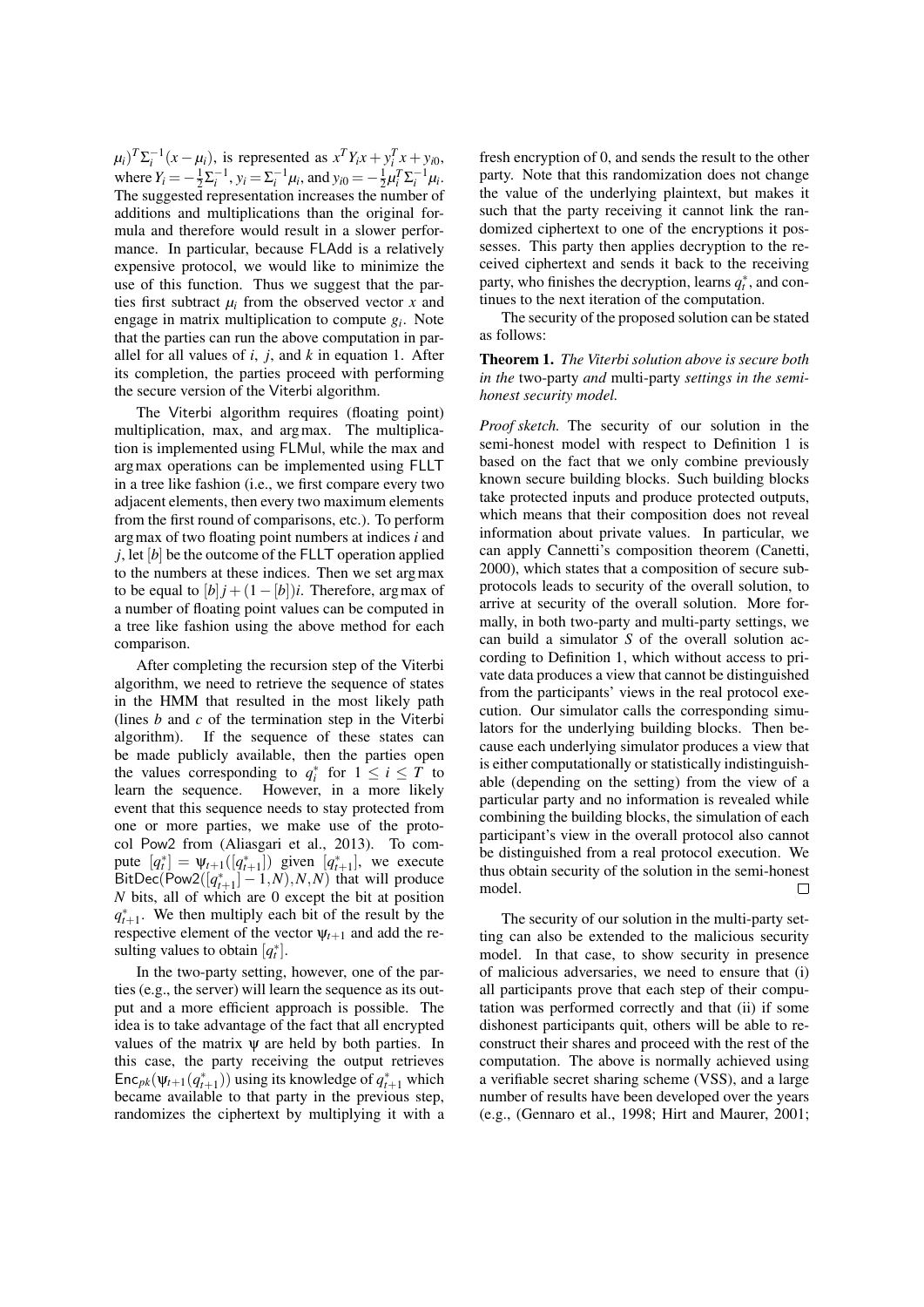$\mu_i)^T \Sigma_i^{-1}(x - \mu_i)$, is represented as $x^T Y_i x + y_i^T x + y_{i0}$, where $Y_i = -\frac{1}{2}\Sigma_i^{-1}$, $y_i = \Sigma_i^{-1}\mu_i$, and $y_{i0} = -\frac{1}{2}\mu_i^T \Sigma_i^{-1}\mu_i$. The suggested representation increases the number of additions and multiplications than the original formula and therefore would result in a slower performance. In particular, because FLAdd is a relatively expensive protocol, we would like to minimize the use of this function. Thus we suggest that the parties first subtract $\mu_i$ from the observed vector $x$ and engage in matrix multiplication to compute $g_i$. Note that the parties can run the above computation in parallel for all values of $i$, $j$, and $k$ in equation 1. After its completion, the parties proceed with performing the secure version of the Viterbi algorithm.

The Viterbi algorithm requires (floating point) multiplication, max, and arg max. The multiplication is implemented using FLMul, while the max and arg max operations can be implemented using FLLT in a tree like fashion (i.e., we first compare every two adjacent elements, then every two maximum elements from the first round of comparisons, etc.). To perform arg max of two floating point numbers at indices $i$ and $j$, let $[b]$ be the outcome of the FLLT operation applied to the numbers at these indices. Then we set arg max to be equal to $[b]j + (1 - [b])i$. Therefore, arg max of a number of floating point values can be computed in a tree like fashion using the above method for each comparison.

After completing the recursion step of the Viterbi algorithm, we need to retrieve the sequence of states in the HMM that resulted in the most likely path (lines $b$ and $c$ of the termination step in the Viterbi algorithm). If the sequence of these states can be made publicly available, then the parties open the values corresponding to $q_i^*$ for $1 \leq i \leq T$ to learn the sequence. However, in a more likely event that this sequence needs to stay protected from one or more parties, we make use of the protocol Pow2 from (Aliasgari et al., 2013). To compute $[q_t^*] = \psi_{t+1}([q_{t+1}^*])$ given $[q_{t+1}^*]$, we execute $\mathsf{BitDec}(\mathsf{Pow2}([q_{t+1}^*] - 1, N), N, N)$ that will produce $N$ bits, all of which are 0 except the bit at position $q_{t+1}^*$. We then multiply each bit of the result by the respective element of the vector $\psi_{t+1}$ and add the resulting values to obtain $[q_t^*]$.

In the two-party setting, however, one of the parties (e.g., the server) will learn the sequence as its output and a more efficient approach is possible. The idea is to take advantage of the fact that all encrypted values of the matrix $\psi$ are held by both parties. In this case, the party receiving the output retrieves $\mathsf{Enc}_{pk}(\psi_{t+1}(q_{t+1}^*))$ using its knowledge of $q_{t+1}^*$ which became available to that party in the previous step, randomizes the ciphertext by multiplying it with a fresh encryption of 0, and sends the result to the other party. Note that this randomization does not change the value of the underlying plaintext, but makes it such that the party receiving it cannot link the randomized ciphertext to one of the encryptions it possesses. This party then applies decryption to the received ciphertext and sends it back to the receiving party, who finishes the decryption, learns $q_t^*$, and continues to the next iteration of the computation.

The security of the proposed solution can be stated as follows:

**Theorem 1.** *The Viterbi solution above is secure both in the* two-party *and* multi-party *settings in the semi-honest security model.*

*Proof sketch.* The security of our solution in the semi-honest model with respect to Definition 1 is based on the fact that we only combine previously known secure building blocks. Such building blocks take protected inputs and produce protected outputs, which means that their composition does not reveal information about private values. In particular, we can apply Cannetti's composition theorem (Canetti, 2000), which states that a composition of secure sub-protocols leads to security of the overall solution, to arrive at security of the overall solution. More formally, in both two-party and multi-party settings, we can build a simulator $S$ of the overall solution according to Definition 1, which without access to private data produces a view that cannot be distinguished from the participants' views in the real protocol execution. Our simulator calls the corresponding simulators for the underlying building blocks. Then because each underlying simulator produces a view that is either computationally or statistically indistinguishable (depending on the setting) from the view of a particular party and no information is revealed while combining the building blocks, the simulation of each participant's view in the overall protocol also cannot be distinguished from a real protocol execution. We thus obtain security of the solution in the semi-honest model. □

The security of our solution in the multi-party setting can also be extended to the malicious security model. In that case, to show security in presence of malicious adversaries, we need to ensure that (i) all participants prove that each step of their computation was performed correctly and that (ii) if some dishonest participants quit, others will be able to reconstruct their shares and proceed with the rest of the computation. The above is normally achieved using a verifiable secret sharing scheme (VSS), and a large number of results have been developed over the years (e.g., (Gennaro et al., 1998; Hirt and Maurer, 2001;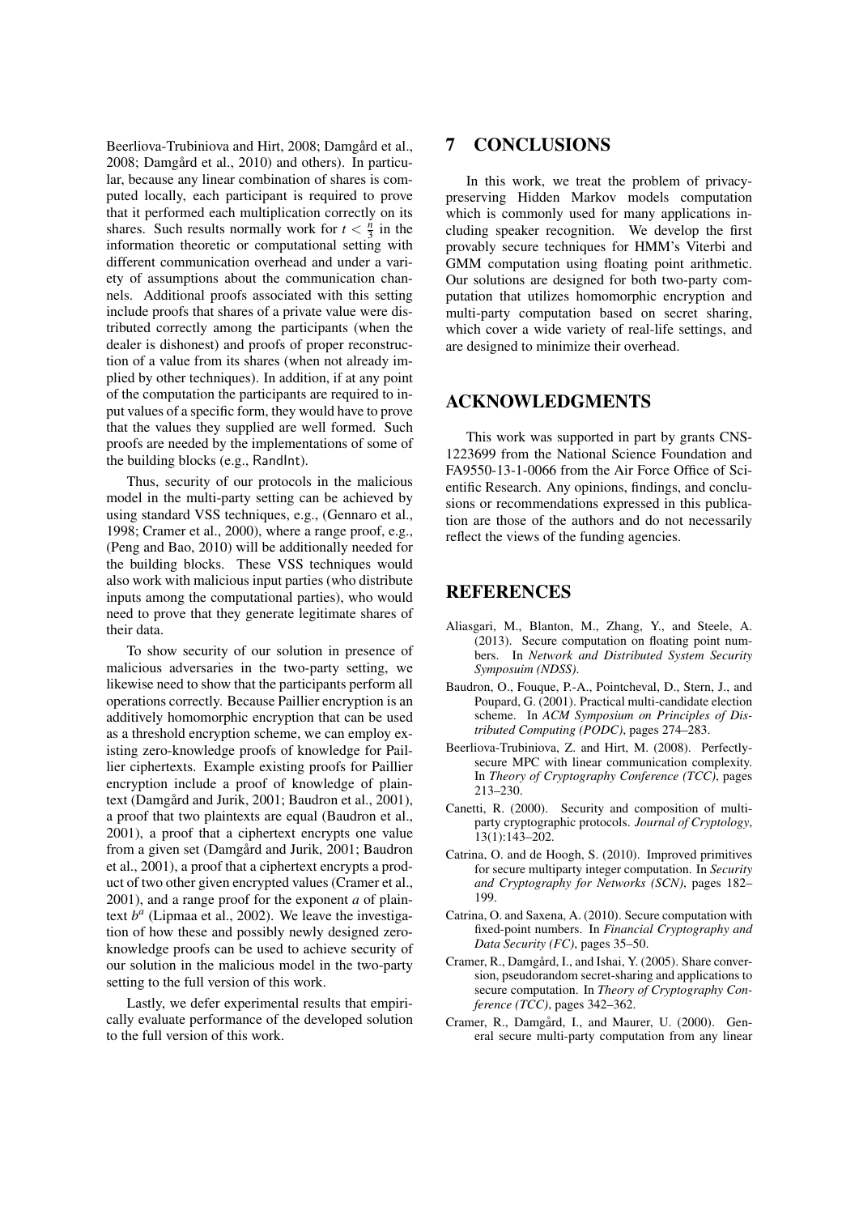Beerliova-Trubiniova and Hirt, 2008; Damgård et al., 2008; Damgård et al., 2010) and others). In particular, because any linear combination of shares is computed locally, each participant is required to prove that it performed each multiplication correctly on its shares. Such results normally work for $t < \frac{n}{3}$ in the information theoretic or computational setting with different communication overhead and under a variety of assumptions about the communication channels. Additional proofs associated with this setting include proofs that shares of a private value were distributed correctly among the participants (when the dealer is dishonest) and proofs of proper reconstruction of a value from its shares (when not already implied by other techniques). In addition, if at any point of the computation the participants are required to input values of a specific form, they would have to prove that the values they supplied are well formed. Such proofs are needed by the implementations of some of the building blocks (e.g., RandInt).

Thus, security of our protocols in the malicious model in the multi-party setting can be achieved by using standard VSS techniques, e.g., (Gennaro et al., 1998; Cramer et al., 2000), where a range proof, e.g., (Peng and Bao, 2010) will be additionally needed for the building blocks. These VSS techniques would also work with malicious input parties (who distribute inputs among the computational parties), who would need to prove that they generate legitimate shares of their data.

To show security of our solution in presence of malicious adversaries in the two-party setting, we likewise need to show that the participants perform all operations correctly. Because Paillier encryption is an additively homomorphic encryption that can be used as a threshold encryption scheme, we can employ existing zero-knowledge proofs of knowledge for Paillier ciphertexts. Example existing proofs for Paillier encryption include a proof of knowledge of plaintext (Damgård and Jurik, 2001; Baudron et al., 2001), a proof that two plaintexts are equal (Baudron et al., 2001), a proof that a ciphertext encrypts one value from a given set (Damgård and Jurik, 2001; Baudron et al., 2001), a proof that a ciphertext encrypts a product of two other given encrypted values (Cramer et al., 2001), and a range proof for the exponent $a$ of plaintext $b^a$ (Lipmaa et al., 2002). We leave the investigation of how these and possibly newly designed zero-knowledge proofs can be used to achieve security of our solution in the malicious model in the two-party setting to the full version of this work.

Lastly, we defer experimental results that empirically evaluate performance of the developed solution to the full version of this work.

# 7 CONCLUSIONS

In this work, we treat the problem of privacy-preserving Hidden Markov models computation which is commonly used for many applications including speaker recognition. We develop the first provably secure techniques for HMM's Viterbi and GMM computation using floating point arithmetic. Our solutions are designed for both two-party computation that utilizes homomorphic encryption and multi-party computation based on secret sharing, which cover a wide variety of real-life settings, and are designed to minimize their overhead.

# ACKNOWLEDGMENTS

This work was supported in part by grants CNS-1223699 from the National Science Foundation and FA9550-13-1-0066 from the Air Force Office of Scientific Research. Any opinions, findings, and conclusions or recommendations expressed in this publication are those of the authors and do not necessarily reflect the views of the funding agencies.

# REFERENCES

Aliasgari, M., Blanton, M., Zhang, Y., and Steele, A. (2013). Secure computation on floating point numbers. In *Network and Distributed System Security Symposuim (NDSS)*.

Baudron, O., Fouque, P.-A., Pointcheval, D., Stern, J., and Poupard, G. (2001). Practical multi-candidate election scheme. In *ACM Symposium on Principles of Distributed Computing (PODC)*, pages 274–283.

Beerliova-Trubiniova, Z. and Hirt, M. (2008). Perfectly-secure MPC with linear communication complexity. In *Theory of Cryptography Conference (TCC)*, pages 213–230.

Canetti, R. (2000). Security and composition of multi-party cryptographic protocols. *Journal of Cryptology*, 13(1):143–202.

Catrina, O. and de Hoogh, S. (2010). Improved primitives for secure multiparty integer computation. In *Security and Cryptography for Networks (SCN)*, pages 182–199.

Catrina, O. and Saxena, A. (2010). Secure computation with fixed-point numbers. In *Financial Cryptography and Data Security (FC)*, pages 35–50.

Cramer, R., Damgård, I., and Ishai, Y. (2005). Share conversion, pseudorandom secret-sharing and applications to secure computation. In *Theory of Cryptography Conference (TCC)*, pages 342–362.

Cramer, R., Damgård, I., and Maurer, U. (2000). General secure multi-party computation from any linear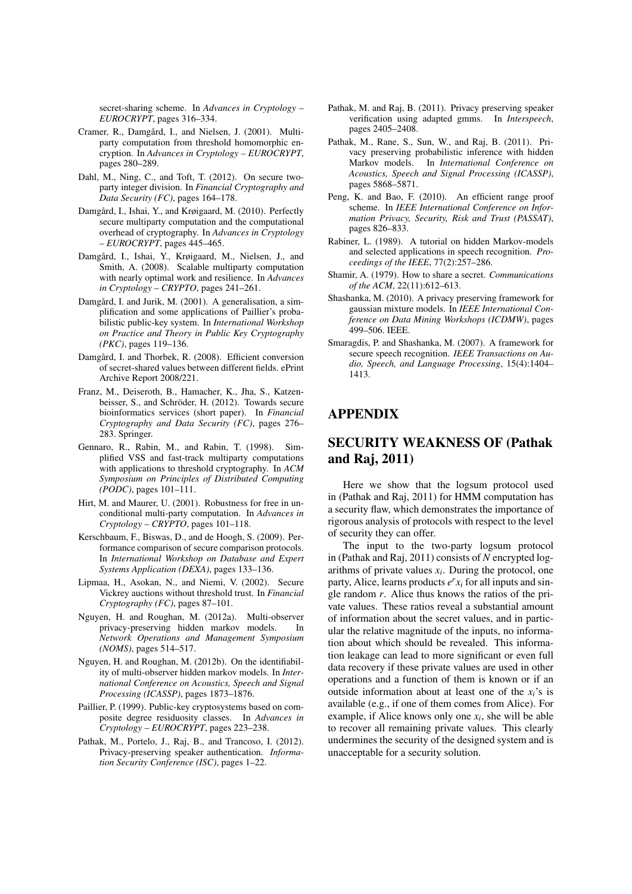secret-sharing scheme. In *Advances in Cryptology – EUROCRYPT*, pages 316–334.

Cramer, R., Damgård, I., and Nielsen, J. (2001). Multiparty computation from threshold homomorphic encryption. In *Advances in Cryptology – EUROCRYPT*, pages 280–289.

Dahl, M., Ning, C., and Toft, T. (2012). On secure two-party integer division. In *Financial Cryptography and Data Security (FC)*, pages 164–178.

Damgård, I., Ishai, Y., and Krøigaard, M. (2010). Perfectly secure multiparty computation and the computational overhead of cryptography. In *Advances in Cryptology – EUROCRYPT*, pages 445–465.

Damgård, I., Ishai, Y., Krøigaard, M., Nielsen, J., and Smith, A. (2008). Scalable multiparty computation with nearly optimal work and resilience. In *Advances in Cryptology – CRYPTO*, pages 241–261.

Damgård, I. and Jurik, M. (2001). A generalisation, a simplification and some applications of Paillier's probabilistic public-key system. In *International Workshop on Practice and Theory in Public Key Cryptography (PKC)*, pages 119–136.

Damgård, I. and Thorbek, R. (2008). Efficient conversion of secret-shared values between different fields. ePrint Archive Report 2008/221.

Franz, M., Deiseroth, B., Hamacher, K., Jha, S., Katzenbeisser, S., and Schröder, H. (2012). Towards secure bioinformatics services (short paper). In *Financial Cryptography and Data Security (FC)*, pages 276–283. Springer.

Gennaro, R., Rabin, M., and Rabin, T. (1998). Simplified VSS and fast-track multiparty computations with applications to threshold cryptography. In *ACM Symposium on Principles of Distributed Computing (PODC)*, pages 101–111.

Hirt, M. and Maurer, U. (2001). Robustness for free in unconditional multi-party computation. In *Advances in Cryptology – CRYPTO*, pages 101–118.

Kerschbaum, F., Biswas, D., and de Hoogh, S. (2009). Performance comparison of secure comparison protocols. In *International Workshop on Database and Expert Systems Application (DEXA)*, pages 133–136.

Lipmaa, H., Asokan, N., and Niemi, V. (2002). Secure Vickrey auctions without threshold trust. In *Financial Cryptography (FC)*, pages 87–101.

Nguyen, H. and Roughan, M. (2012a). Multi-observer privacy-preserving hidden markov models. In *Network Operations and Management Symposium (NOMS)*, pages 514–517.

Nguyen, H. and Roughan, M. (2012b). On the identifiability of multi-observer hidden markov models. In *International Conference on Acoustics, Speech and Signal Processing (ICASSP)*, pages 1873–1876.

Paillier, P. (1999). Public-key cryptosystems based on composite degree residuosity classes. In *Advances in Cryptology – EUROCRYPT*, pages 223–238.

Pathak, M., Portelo, J., Raj, B., and Trancoso, I. (2012). Privacy-preserving speaker authentication. *Information Security Conference (ISC)*, pages 1–22.

Pathak, M. and Raj, B. (2011). Privacy preserving speaker verification using adapted gmms. In *Interspeech*, pages 2405–2408.

Pathak, M., Rane, S., Sun, W., and Raj, B. (2011). Privacy preserving probabilistic inference with hidden Markov models. In *International Conference on Acoustics, Speech and Signal Processing (ICASSP)*, pages 5868–5871.

Peng, K. and Bao, F. (2010). An efficient range proof scheme. In *IEEE International Conference on Information Privacy, Security, Risk and Trust (PASSAT)*, pages 826–833.

Rabiner, L. (1989). A tutorial on hidden Markov-models and selected applications in speech recognition. *Proceedings of the IEEE*, 77(2):257–286.

Shamir, A. (1979). How to share a secret. *Communications of the ACM*, 22(11):612–613.

Shashanka, M. (2010). A privacy preserving framework for gaussian mixture models. In *IEEE International Conference on Data Mining Workshops (ICDMW)*, pages 499–506. IEEE.

Smaragdis, P. and Shashanka, M. (2007). A framework for secure speech recognition. *IEEE Transactions on Audio, Speech, and Language Processing*, 15(4):1404–1413.

# APPENDIX

## SECURITY WEAKNESS OF (Pathak and Raj, 2011)

Here we show that the logsum protocol used in (Pathak and Raj, 2011) for HMM computation has a security flaw, which demonstrates the importance of rigorous analysis of protocols with respect to the level of security they can offer.

The input to the two-party logsum protocol in (Pathak and Raj, 2011) consists of $N$ encrypted logarithms of private values $x_i$. During the protocol, one party, Alice, learns products $e^r x_i$ for all inputs and single random $r$. Alice thus knows the ratios of the private values. These ratios reveal a substantial amount of information about the secret values, and in particular the relative magnitude of the inputs, no information about which should be revealed. This information leakage can lead to more significant or even full data recovery if these private values are used in other operations and a function of them is known or if an outside information about at least one of the $x_i$'s is available (e.g., if one of them comes from Alice). For example, if Alice knows only one $x_i$, she will be able to recover all remaining private values. This clearly undermines the security of the designed system and is unacceptable for a security solution.